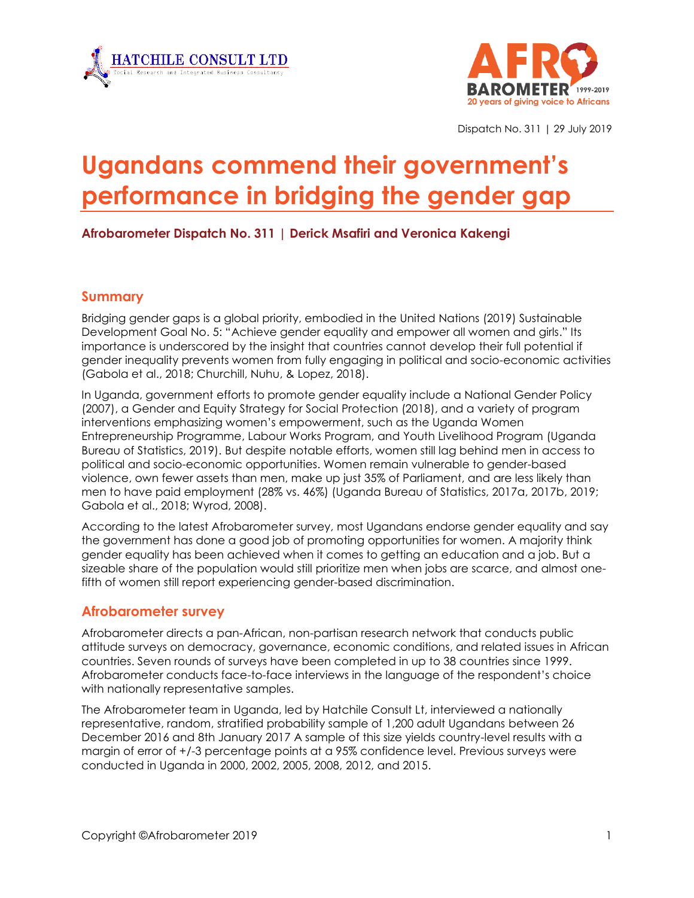Dispatch No. 311 | 29 July 2019

# Ugandans commend their government's performance in bridging the gender gap

**Afrobarometer Dispatch No. 311 | Derick Msafiri and Veronica Kakengi**

## Summary

Bridging gender gaps is a global priority, embodied in the United Nations (2019) Sustainable Development Goal No. 5: "Achieve gender equality and empower all women and girls." Its importance is underscored by the insight that countries cannot develop their full potential if gender inequality prevents women from fully engaging in political and socio-economic activities (Gabola et al., 2018; Churchill, Nuhu, & Lopez, 2018).

In Uganda, government efforts to promote gender equality include a National Gender Policy (2007), a Gender and Equity Strategy for Social Protection (2018), and a variety of program interventions emphasizing women's empowerment, such as the Uganda Women Entrepreneurship Programme, Labour Works Program, and Youth Livelihood Program (Uganda Bureau of Statistics, 2019). But despite notable efforts, women still lag behind men in access to political and socio-economic opportunities. Women remain vulnerable to gender-based violence, own fewer assets than men, make up just 35% of Parliament, and are less likely than men to have paid employment (28% vs. 46%) (Uganda Bureau of Statistics, 2017a, 2017b, 2019; Gabola et al., 2018; Wyrod, 2008).

According to the latest Afrobarometer survey, most Ugandans endorse gender equality and say the government has done a good job of promoting opportunities for women. A majority think gender equality has been achieved when it comes to getting an education and a job. But a sizeable share of the population would still prioritize men when jobs are scarce, and almost one-fifth of women still report experiencing gender-based discrimination.

## Afrobarometer survey

Afrobarometer directs a pan-African, non-partisan research network that conducts public attitude surveys on democracy, governance, economic conditions, and related issues in African countries. Seven rounds of surveys have been completed in up to 38 countries since 1999. Afrobarometer conducts face-to-face interviews in the language of the respondent's choice with nationally representative samples.

The Afrobarometer team in Uganda, led by Hatchile Consult Lt, interviewed a nationally representative, random, stratified probability sample of 1,200 adult Ugandans between 26 December 2016 and 8th January 2017 A sample of this size yields country-level results with a margin of error of +/-3 percentage points at a 95% confidence level. Previous surveys were conducted in Uganda in 2000, 2002, 2005, 2008, 2012, and 2015.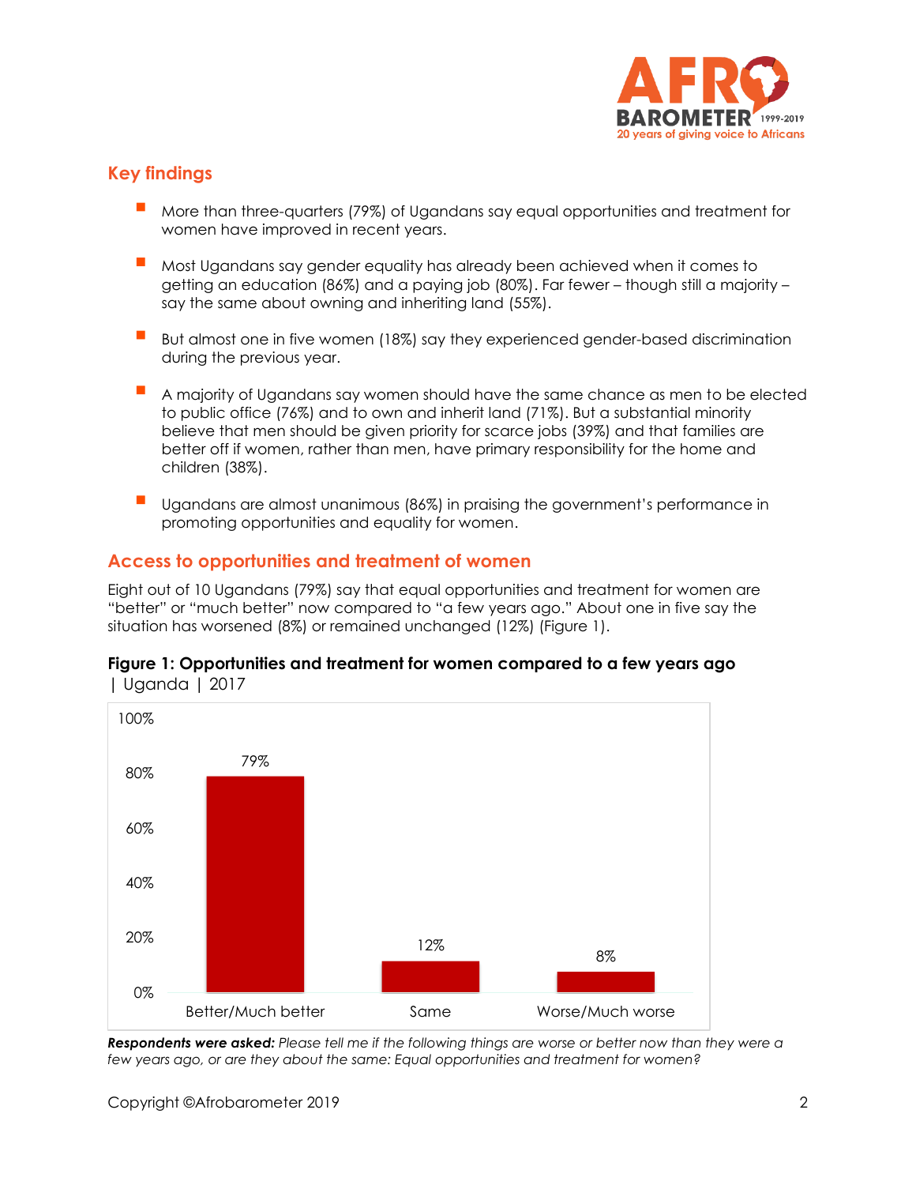## Key findings

- More than three-quarters (79%) of Ugandans say equal opportunities and treatment for women have improved in recent years.
- Most Ugandans say gender equality has already been achieved when it comes to getting an education (86%) and a paying job (80%). Far fewer – though still a majority – say the same about owning and inheriting land (55%).
- But almost one in five women (18%) say they experienced gender-based discrimination during the previous year.
- A majority of Ugandans say women should have the same chance as men to be elected to public office (76%) and to own and inherit land (71%). But a substantial minority believe that men should be given priority for scarce jobs (39%) and that families are better off if women, rather than men, have primary responsibility for the home and children (38%).
- Ugandans are almost unanimous (86%) in praising the government's performance in promoting opportunities and equality for women.

## Access to opportunities and treatment of women

Eight out of 10 Ugandans (79%) say that equal opportunities and treatment for women are "better" or "much better" now compared to "a few years ago." About one in five say the situation has worsened (8%) or remained unchanged (12%) (Figure 1).

**Figure 1: Opportunities and treatment for women compared to a few years ago** | Uganda | 2017

| Response | Percentage |
|---|---|
| Better/Much better | 79% |
| Same | 12% |
| Worse/Much worse | 8% |

***Respondents were asked:*** *Please tell me if the following things are worse or better now than they were a few years ago, or are they about the same: Equal opportunities and treatment for women?*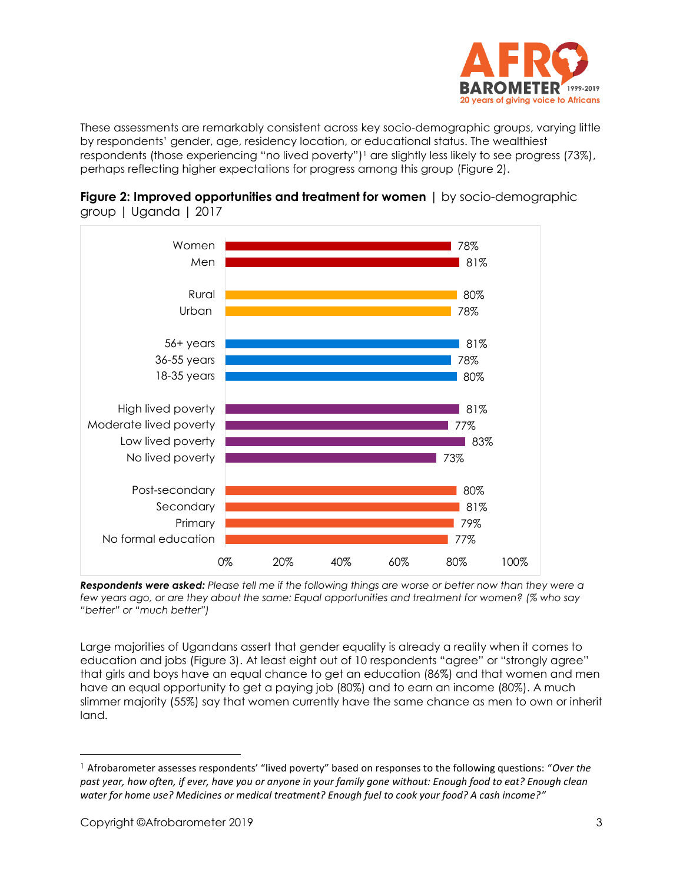These assessments are remarkably consistent across key socio-demographic groups, varying little by respondents' gender, age, residency location, or educational status. The wealthiest respondents (those experiencing "no lived poverty")[1] are slightly less likely to see progress (73%), perhaps reflecting higher expectations for progress among this group (Figure 2).

**Figure 2: Improved opportunities and treatment for women** | by socio-demographic group | Uganda | 2017

| Group | % |
|---|---|
| Women | 78% |
| Men | 81% |
| Rural | 80% |
| Urban | 78% |
| 56+ years | 81% |
| 36-55 years | 78% |
| 18-35 years | 80% |
| High lived poverty | 81% |
| Moderate lived poverty | 77% |
| Low lived poverty | 83% |
| No lived poverty | 73% |
| Post-secondary | 80% |
| Secondary | 81% |
| Primary | 79% |
| No formal education | 77% |

***Respondents were asked:*** *Please tell me if the following things are worse or better now than they were a few years ago, or are they about the same: Equal opportunities and treatment for women? (% who say "better" or "much better")*

Large majorities of Ugandans assert that gender equality is already a reality when it comes to education and jobs (Figure 3). At least eight out of 10 respondents "agree" or "strongly agree" that girls and boys have an equal chance to get an education (86%) and that women and men have an equal opportunity to get a paying job (80%) and to earn an income (80%). A much slimmer majority (55%) say that women currently have the same chance as men to own or inherit land.

---

[1] Afrobarometer assesses respondents' "lived poverty" based on responses to the following questions: "*Over the past year, how often, if ever, have you or anyone in your family gone without: Enough food to eat? Enough clean water for home use? Medicines or medical treatment? Enough fuel to cook your food? A cash income?"*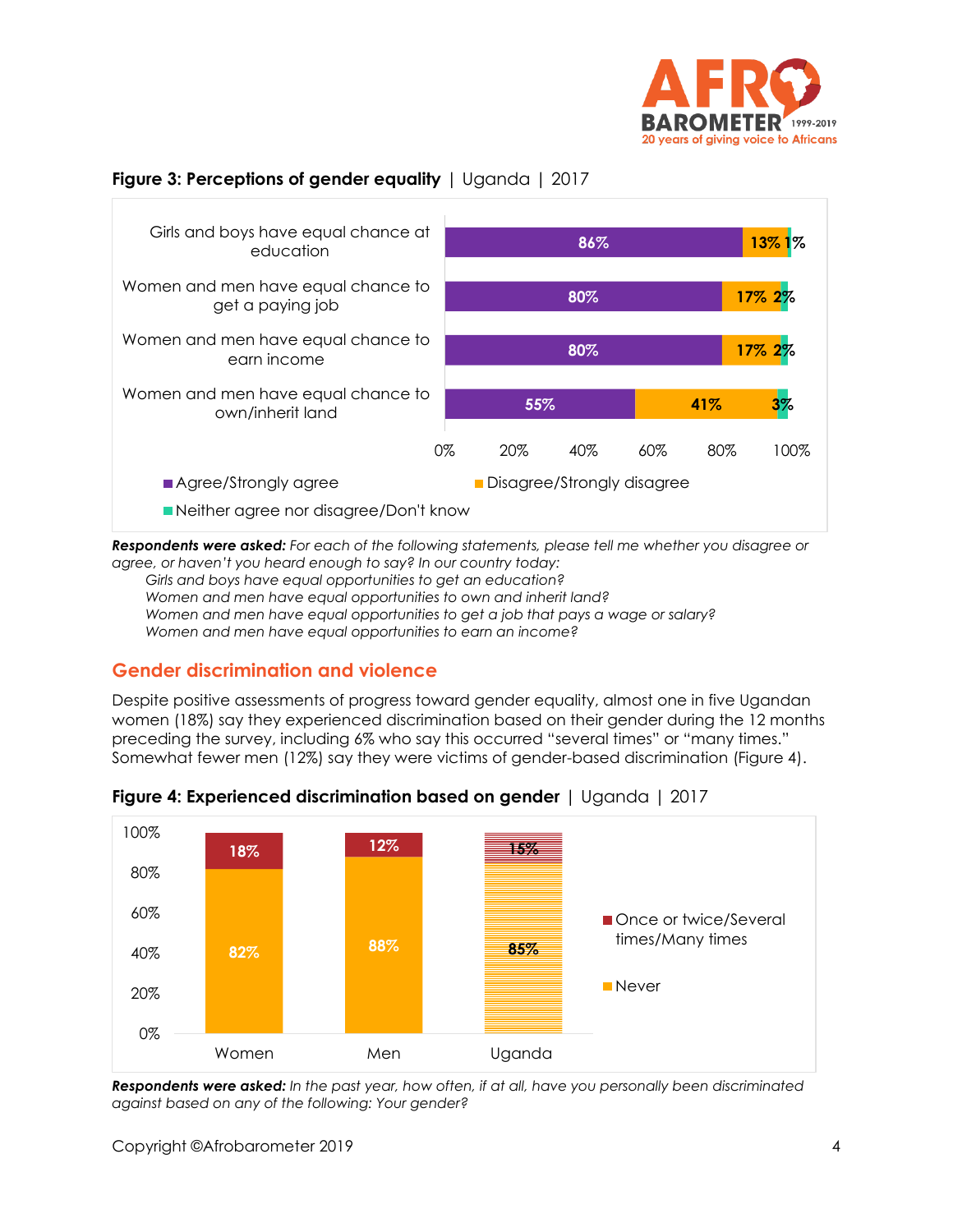**Figure 3: Perceptions of gender equality** | Uganda | 2017

| | Agree/Strongly agree | Disagree/Strongly disagree | Neither agree nor disagree/Don't know |
|---|---|---|---|
| Girls and boys have equal chance at education | 86% | 13% | 1% |
| Women and men have equal chance to get a paying job | 80% | 17% | 2% |
| Women and men have equal chance to earn income | 80% | 17% | 2% |
| Women and men have equal chance to own/inherit land | 55% | 41% | 3% |

***Respondents were asked:*** *For each of the following statements, please tell me whether you disagree or agree, or haven't you heard enough to say? In our country today:*

*Girls and boys have equal opportunities to get an education?*
*Women and men have equal opportunities to own and inherit land?*
*Women and men have equal opportunities to get a job that pays a wage or salary?*
*Women and men have equal opportunities to earn an income?*

## Gender discrimination and violence

Despite positive assessments of progress toward gender equality, almost one in five Ugandan women (18%) say they experienced discrimination based on their gender during the 12 months preceding the survey, including 6% who say this occurred "several times" or "many times." Somewhat fewer men (12%) say they were victims of gender-based discrimination (Figure 4).

**Figure 4: Experienced discrimination based on gender** | Uganda | 2017

| | Once or twice/Several times/Many times | Never |
|---|---|---|
| Women | 18% | 82% |
| Men | 12% | 88% |
| Uganda | 15% | 85% |

***Respondents were asked:*** *In the past year, how often, if at all, have you personally been discriminated against based on any of the following: Your gender?*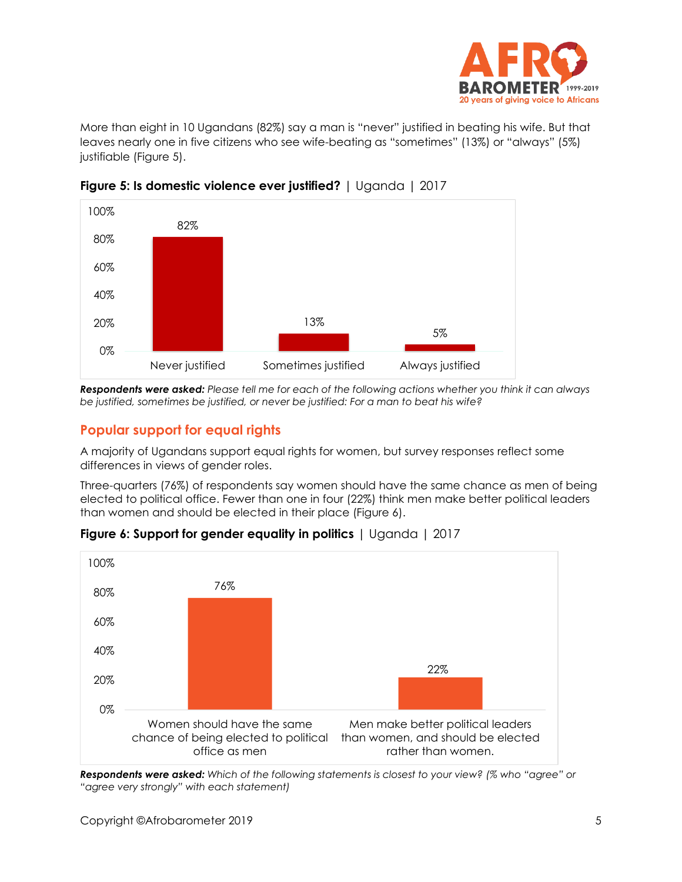More than eight in 10 Ugandans (82%) say a man is "never" justified in beating his wife. But that leaves nearly one in five citizens who see wife-beating as "sometimes" (13%) or "always" (5%) justifiable (Figure 5).

**Figure 5: Is domestic violence ever justified?** | Uganda | 2017

| Response | % |
|---|---|
| Never justified | 82% |
| Sometimes justified | 13% |
| Always justified | 5% |

***Respondents were asked:*** *Please tell me for each of the following actions whether you think it can always be justified, sometimes be justified, or never be justified: For a man to beat his wife?*

## Popular support for equal rights

A majority of Ugandans support equal rights for women, but survey responses reflect some differences in views of gender roles.

Three-quarters (76%) of respondents say women should have the same chance as men of being elected to political office. Fewer than one in four (22%) think men make better political leaders than women and should be elected in their place (Figure 6).

**Figure 6: Support for gender equality in politics** | Uganda | 2017

| Statement | % |
|---|---|
| Women should have the same chance of being elected to political office as men | 76% |
| Men make better political leaders than women, and should be elected rather than women. | 22% |

***Respondents were asked:*** *Which of the following statements is closest to your view? (% who "agree" or "agree very strongly" with each statement)*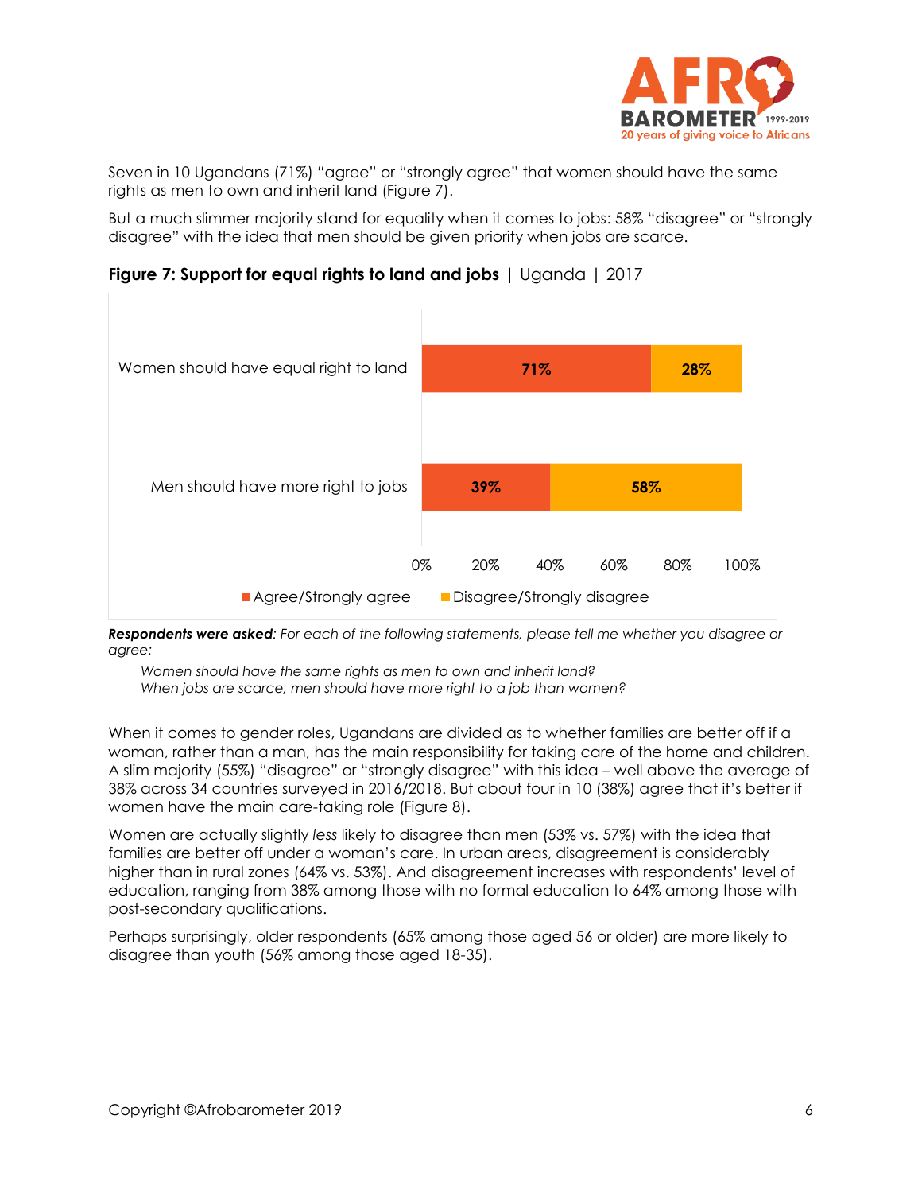Seven in 10 Ugandans (71%) "agree" or "strongly agree" that women should have the same rights as men to own and inherit land (Figure 7).

But a much slimmer majority stand for equality when it comes to jobs: 58% "disagree" or "strongly disagree" with the idea that men should be given priority when jobs are scarce.

**Figure 7: Support for equal rights to land and jobs** | Uganda | 2017

| | Agree/Strongly agree | Disagree/Strongly disagree |
|---|---|---|
| Women should have equal right to land | 71% | 28% |
| Men should have more right to jobs | 39% | 58% |

***Respondents were asked****: For each of the following statements, please tell me whether you disagree or agree:*

*Women should have the same rights as men to own and inherit land?*
*When jobs are scarce, men should have more right to a job than women?*

When it comes to gender roles, Ugandans are divided as to whether families are better off if a woman, rather than a man, has the main responsibility for taking care of the home and children. A slim majority (55%) "disagree" or "strongly disagree" with this idea – well above the average of 38% across 34 countries surveyed in 2016/2018. But about four in 10 (38%) agree that it's better if women have the main care-taking role (Figure 8).

Women are actually slightly *less* likely to disagree than men (53% vs. 57%) with the idea that families are better off under a woman's care. In urban areas, disagreement is considerably higher than in rural zones (64% vs. 53%). And disagreement increases with respondents' level of education, ranging from 38% among those with no formal education to 64% among those with post-secondary qualifications.

Perhaps surprisingly, older respondents (65% among those aged 56 or older) are more likely to disagree than youth (56% among those aged 18-35).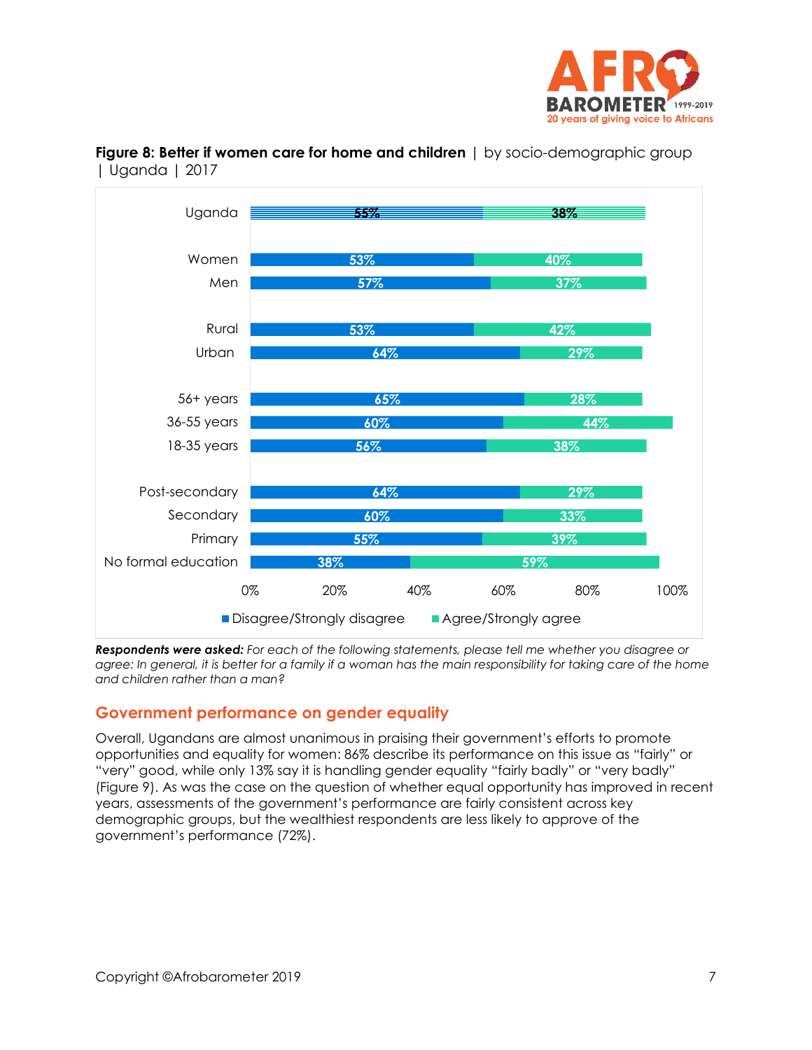**Figure 8: Better if women care for home and children** | by socio-demographic group | Uganda | 2017

| | Disagree/Strongly disagree | Agree/Strongly agree |
|---|---|---|
| Uganda | 55% | 38% |
| Women | 53% | 40% |
| Men | 57% | 37% |
| Rural | 53% | 42% |
| Urban | 64% | 29% |
| 56+ years | 65% | 28% |
| 36-55 years | 60% | 44% |
| 18-35 years | 56% | 38% |
| Post-secondary | 64% | 29% |
| Secondary | 60% | 33% |
| Primary | 55% | 39% |
| No formal education | 38% | 59% |

***Respondents were asked:*** *For each of the following statements, please tell me whether you disagree or agree: In general, it is better for a family if a woman has the main responsibility for taking care of the home and children rather than a man?*

## Government performance on gender equality

Overall, Ugandans are almost unanimous in praising their government's efforts to promote opportunities and equality for women: 86% describe its performance on this issue as "fairly" or "very" good, while only 13% say it is handling gender equality "fairly badly" or "very badly" (Figure 9). As was the case on the question of whether equal opportunity has improved in recent years, assessments of the government's performance are fairly consistent across key demographic groups, but the wealthiest respondents are less likely to approve of the government's performance (72%).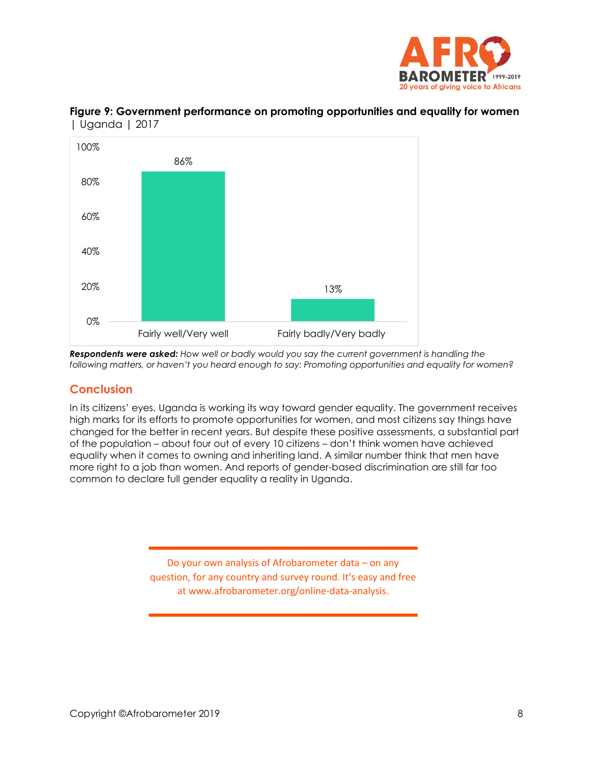**Figure 9: Government performance on promoting opportunities and equality for women** | Uganda | 2017

| | Fairly well/Very well | Fairly badly/Very badly |
|---|---|---|
| % | 86% | 13% |

***Respondents were asked:*** *How well or badly would you say the current government is handling the following matters, or haven't you heard enough to say: Promoting opportunities and equality for women?*

## Conclusion

In its citizens' eyes, Uganda is working its way toward gender equality. The government receives high marks for its efforts to promote opportunities for women, and most citizens say things have changed for the better in recent years. But despite these positive assessments, a substantial part of the population – about four out of every 10 citizens – don't think women have achieved equality when it comes to owning and inheriting land. A similar number think that men have more right to a job than women. And reports of gender-based discrimination are still far too common to declare full gender equality a reality in Uganda.

---

Do your own analysis of Afrobarometer data – on any question, for any country and survey round. It's easy and free at www.afrobarometer.org/online-data-analysis.

---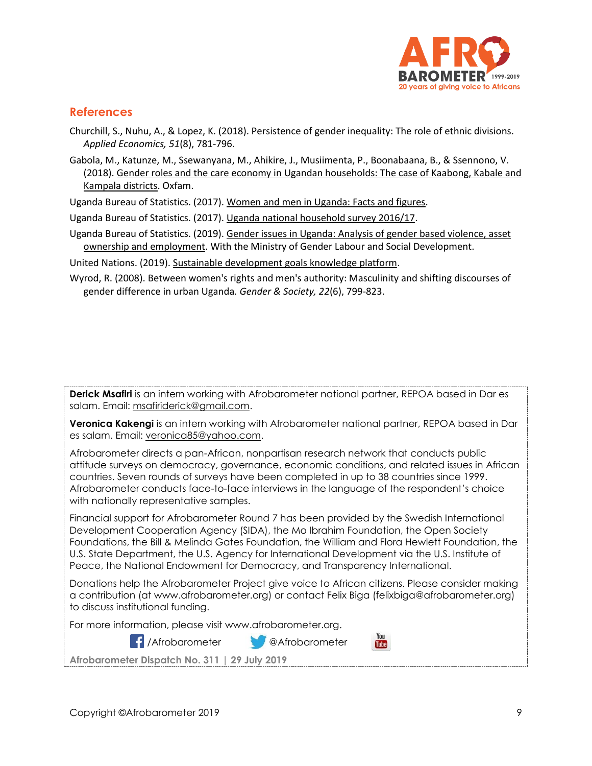## References

Churchill, S., Nuhu, A., & Lopez, K. (2018). Persistence of gender inequality: The role of ethnic divisions. *Applied Economics, 51*(8), 781-796.

Gabola, M., Katunze, M., Ssewanyana, M., Ahikire, J., Musiimenta, P., Boonabaana, B., & Ssennono, V. (2018). Gender roles and the care economy in Ugandan households: The case of Kaabong, Kabale and Kampala districts. Oxfam.

Uganda Bureau of Statistics. (2017). Women and men in Uganda: Facts and figures.

Uganda Bureau of Statistics. (2017). Uganda national household survey 2016/17.

Uganda Bureau of Statistics. (2019). Gender issues in Uganda: Analysis of gender based violence, asset ownership and employment. With the Ministry of Gender Labour and Social Development.

United Nations. (2019). Sustainable development goals knowledge platform.

Wyrod, R. (2008). Between women's rights and men's authority: Masculinity and shifting discourses of gender difference in urban Uganda. *Gender & Society, 22*(6), 799-823.

**Derick Msafiri** is an intern working with Afrobarometer national partner, REPOA based in Dar es salam. Email: msafiriderick@gmail.com.

**Veronica Kakengi** is an intern working with Afrobarometer national partner, REPOA based in Dar es salam. Email: veronica85@yahoo.com.

Afrobarometer directs a pan-African, nonpartisan research network that conducts public attitude surveys on democracy, governance, economic conditions, and related issues in African countries. Seven rounds of surveys have been completed in up to 38 countries since 1999. Afrobarometer conducts face-to-face interviews in the language of the respondent's choice with nationally representative samples.

Financial support for Afrobarometer Round 7 has been provided by the Swedish International Development Cooperation Agency (SIDA), the Mo Ibrahim Foundation, the Open Society Foundations, the Bill & Melinda Gates Foundation, the William and Flora Hewlett Foundation, the U.S. State Department, the U.S. Agency for International Development via the U.S. Institute of Peace, the National Endowment for Democracy, and Transparency International.

Donations help the Afrobarometer Project give voice to African citizens. Please consider making a contribution (at www.afrobarometer.org) or contact Felix Biga (felixbiga@afrobarometer.org) to discuss institutional funding.

For more information, please visit www.afrobarometer.org.

/Afrobarometer @Afrobarometer

**Afrobarometer Dispatch No. 311 | 29 July 2019**